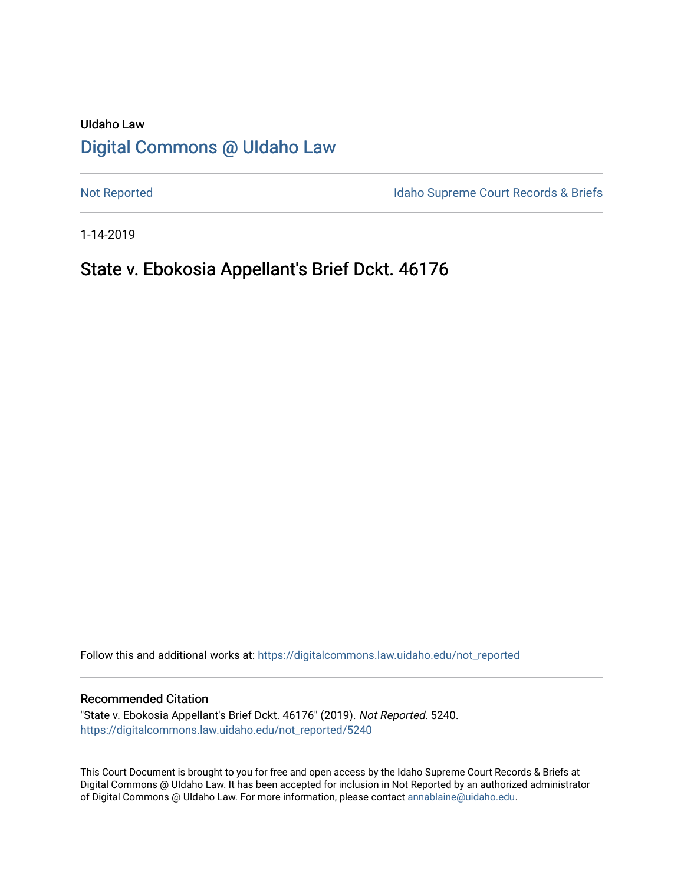UIdaho Law

# Digital Commons @ UIdaho Law

Not Reported

Idaho Supreme Court Records & Briefs

1-14-2019

## State v. Ebokosia Appellant's Brief Dckt. 46176

Follow this and additional works at: https://digitalcommons.law.uidaho.edu/not_reported

### Recommended Citation

"State v. Ebokosia Appellant's Brief Dckt. 46176" (2019). *Not Reported*. 5240.
https://digitalcommons.law.uidaho.edu/not_reported/5240

This Court Document is brought to you for free and open access by the Idaho Supreme Court Records & Briefs at Digital Commons @ UIdaho Law. It has been accepted for inclusion in Not Reported by an authorized administrator of Digital Commons @ UIdaho Law. For more information, please contact annablaine@uidaho.edu.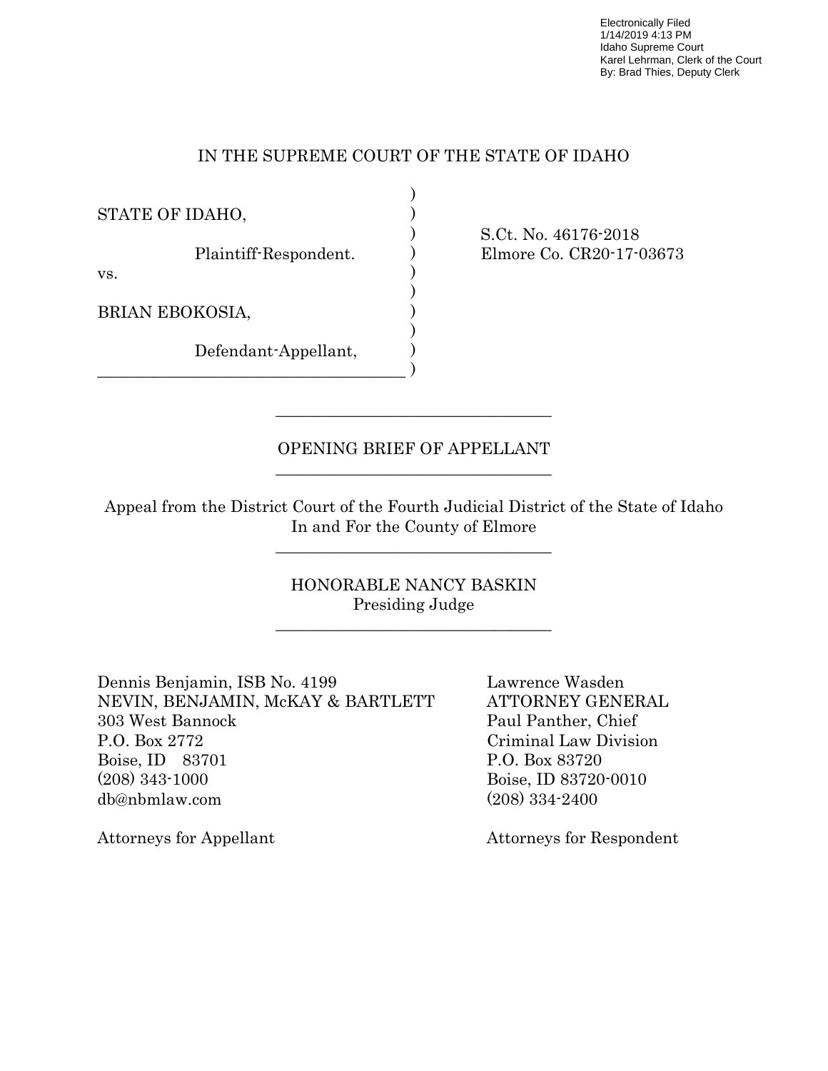Electronically Filed
1/14/2019 4:13 PM
Idaho Supreme Court
Karel Lehrman, Clerk of the Court
By: Brad Thies, Deputy Clerk

IN THE SUPREME COURT OF THE STATE OF IDAHO

| | |
|---|---|
| STATE OF IDAHO,<br><br>Plaintiff-Respondent.<br><br>vs.<br><br>BRIAN EBOKOSIA,<br><br>Defendant-Appellant, | S.Ct. No. 46176-2018<br>Elmore Co. CR20-17-03673 |

---

## OPENING BRIEF OF APPELLANT

---

Appeal from the District Court of the Fourth Judicial District of the State of Idaho
In and For the County of Elmore

---

HONORABLE NANCY BASKIN
Presiding Judge

---

| | |
|---|---|
| Dennis Benjamin, ISB No. 4199<br>NEVIN, BENJAMIN, McKAY & BARTLETT<br>303 West Bannock<br>P.O. Box 2772<br>Boise, ID 83701<br>(208) 343-1000<br>db@nbmlaw.com<br><br>Attorneys for Appellant | Lawrence Wasden<br>ATTORNEY GENERAL<br>Paul Panther, Chief<br>Criminal Law Division<br>P.O. Box 83720<br>Boise, ID 83720-0010<br>(208) 334-2400<br><br>Attorneys for Respondent |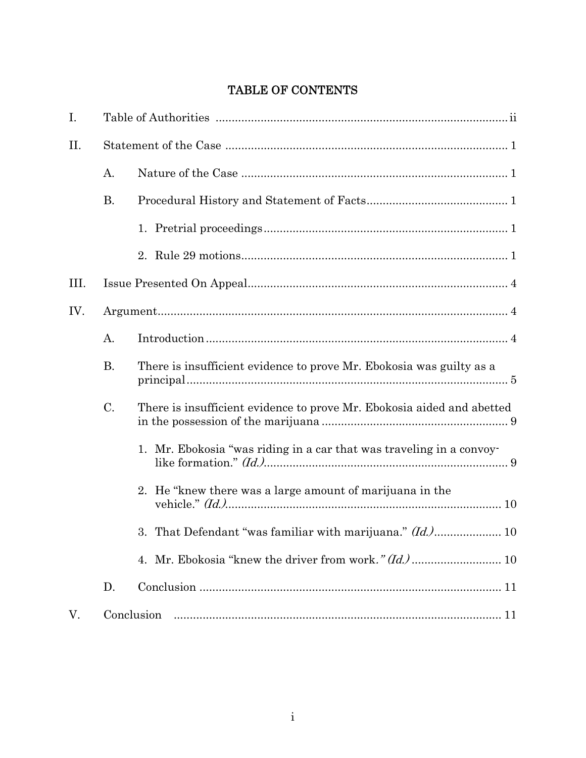# TABLE OF CONTENTS

I. Table of Authorities .......... ii

II. Statement of the Case .......... 1

- A. Nature of the Case .......... 1
- B. Procedural History and Statement of Facts .......... 1
  1. Pretrial proceedings .......... 1
  2. Rule 29 motions .......... 1

III. Issue Presented On Appeal .......... 4

IV. Argument .......... 4

- A. Introduction .......... 4
- B. There is insufficient evidence to prove Mr. Ebokosia was guilty as a principal .......... 5
- C. There is insufficient evidence to prove Mr. Ebokosia aided and abetted in the possession of the marijuana .......... 9
  1. Mr. Ebokosia "was riding in a car that was traveling in a convoy-like formation." *(Id.)* .......... 9
  2. He "knew there was a large amount of marijuana in the vehicle." *(Id.)* .......... 10
  3. That Defendant "was familiar with marijuana." *(Id.)* .......... 10
  4. Mr. Ebokosia "knew the driver from work*." (Id.)* .......... 10
- D. Conclusion .......... 11

V. Conclusion .......... 11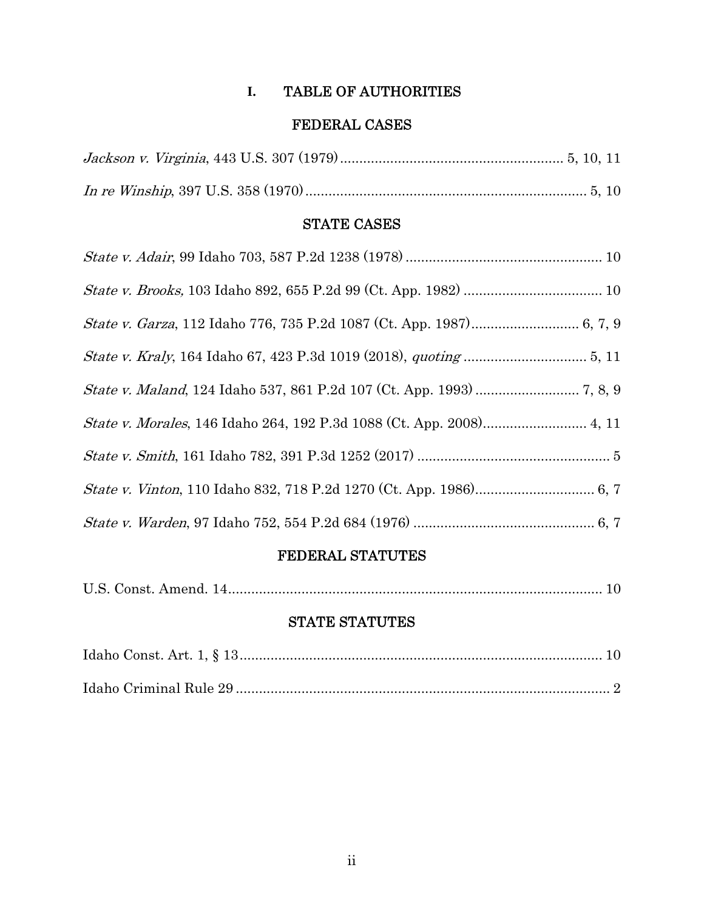# I. TABLE OF AUTHORITIES

## FEDERAL CASES

*Jackson v. Virginia*, 443 U.S. 307 (1979) .......... 5, 10, 11

*In re Winship*, 397 U.S. 358 (1970) .......... 5, 10

## STATE CASES

*State v. Adair*, 99 Idaho 703, 587 P.2d 1238 (1978) .......... 10

*State v. Brooks,* 103 Idaho 892, 655 P.2d 99 (Ct. App. 1982) .......... 10

*State v. Garza*, 112 Idaho 776, 735 P.2d 1087 (Ct. App. 1987) .......... 6, 7, 9

*State v. Kraly*, 164 Idaho 67, 423 P.3d 1019 (2018), *quoting* .......... 5, 11

*State v. Maland*, 124 Idaho 537, 861 P.2d 107 (Ct. App. 1993) .......... 7, 8, 9

*State v. Morales*, 146 Idaho 264, 192 P.3d 1088 (Ct. App. 2008) .......... 4, 11

*State v. Smith*, 161 Idaho 782, 391 P.3d 1252 (2017) .......... 5

*State v. Vinton*, 110 Idaho 832, 718 P.2d 1270 (Ct. App. 1986) .......... 6, 7

*State v. Warden*, 97 Idaho 752, 554 P.2d 684 (1976) .......... 6, 7

## FEDERAL STATUTES

U.S. Const. Amend. 14 .......... 10

## STATE STATUTES

Idaho Const. Art. 1, § 13 .......... 10

Idaho Criminal Rule 29 .......... 2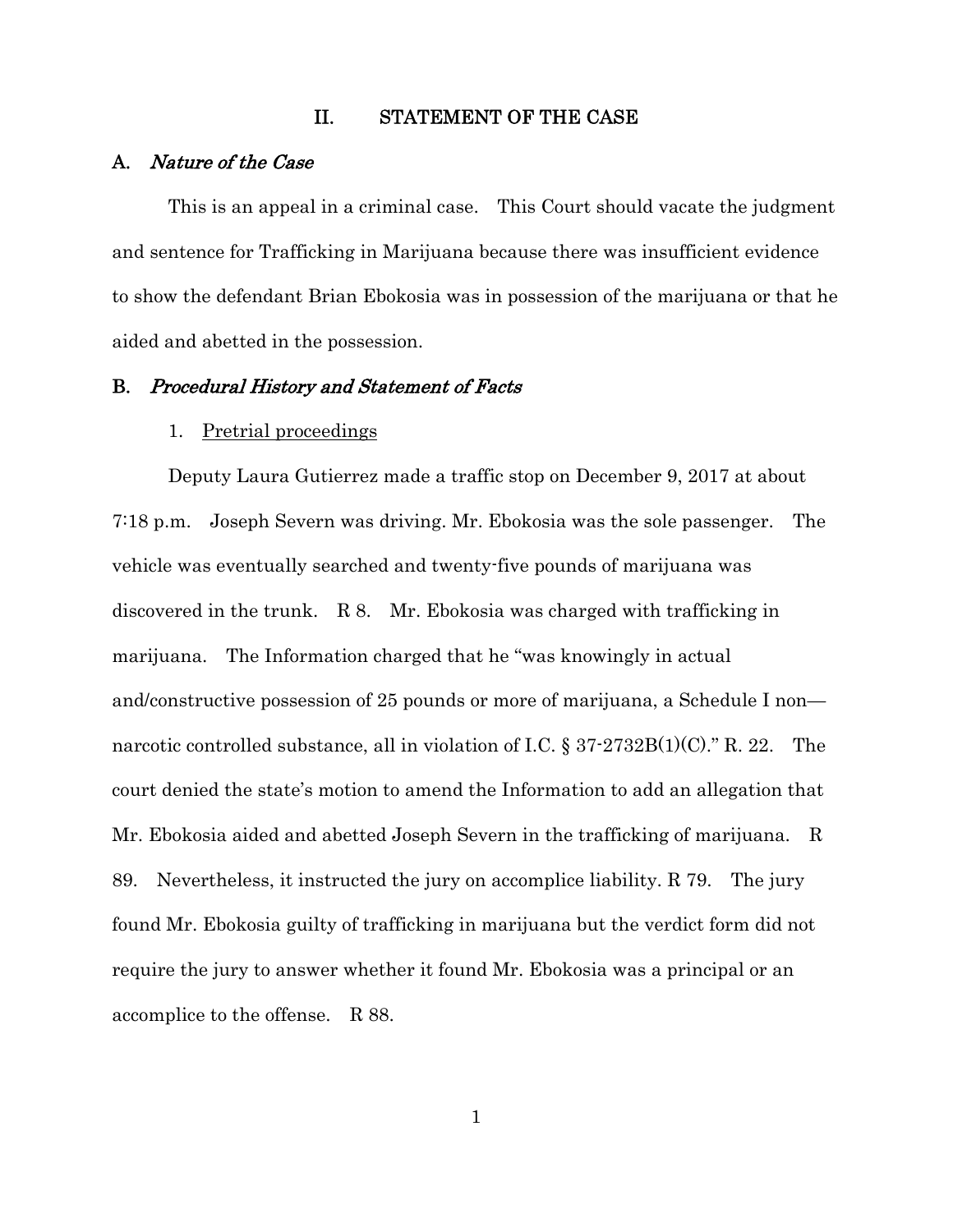## II. STATEMENT OF THE CASE

### A. *Nature of the Case*

This is an appeal in a criminal case. This Court should vacate the judgment and sentence for Trafficking in Marijuana because there was insufficient evidence to show the defendant Brian Ebokosia was in possession of the marijuana or that he aided and abetted in the possession.

### B. *Procedural History and Statement of Facts*

1. Pretrial proceedings

Deputy Laura Gutierrez made a traffic stop on December 9, 2017 at about 7:18 p.m. Joseph Severn was driving. Mr. Ebokosia was the sole passenger. The vehicle was eventually searched and twenty-five pounds of marijuana was discovered in the trunk. R 8. Mr. Ebokosia was charged with trafficking in marijuana. The Information charged that he "was knowingly in actual and/constructive possession of 25 pounds or more of marijuana, a Schedule I non—narcotic controlled substance, all in violation of I.C. § 37-2732B(1)(C)." R. 22. The court denied the state's motion to amend the Information to add an allegation that Mr. Ebokosia aided and abetted Joseph Severn in the trafficking of marijuana. R 89. Nevertheless, it instructed the jury on accomplice liability. R 79. The jury found Mr. Ebokosia guilty of trafficking in marijuana but the verdict form did not require the jury to answer whether it found Mr. Ebokosia was a principal or an accomplice to the offense. R 88.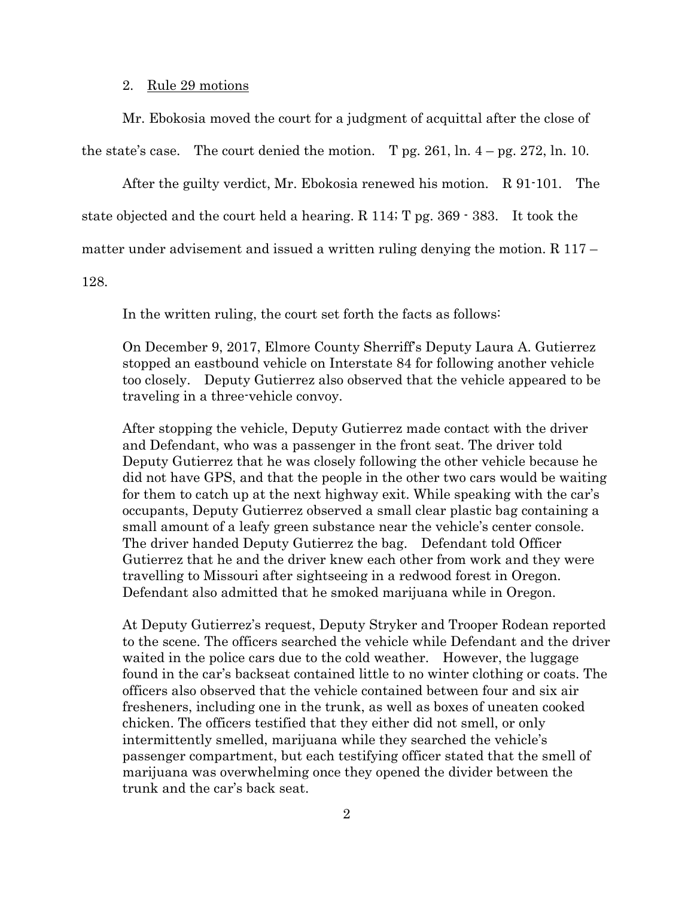2. Rule 29 motions

Mr. Ebokosia moved the court for a judgment of acquittal after the close of the state's case. The court denied the motion. T pg. 261, ln. 4 – pg. 272, ln. 10.

After the guilty verdict, Mr. Ebokosia renewed his motion. R 91-101. The state objected and the court held a hearing. R 114; T pg. 369 - 383. It took the matter under advisement and issued a written ruling denying the motion. R 117 – 128.

In the written ruling, the court set forth the facts as follows:

> On December 9, 2017, Elmore County Sherriff's Deputy Laura A. Gutierrez stopped an eastbound vehicle on Interstate 84 for following another vehicle too closely. Deputy Gutierrez also observed that the vehicle appeared to be traveling in a three-vehicle convoy.
>
> After stopping the vehicle, Deputy Gutierrez made contact with the driver and Defendant, who was a passenger in the front seat. The driver told Deputy Gutierrez that he was closely following the other vehicle because he did not have GPS, and that the people in the other two cars would be waiting for them to catch up at the next highway exit. While speaking with the car's occupants, Deputy Gutierrez observed a small clear plastic bag containing a small amount of a leafy green substance near the vehicle's center console. The driver handed Deputy Gutierrez the bag. Defendant told Officer Gutierrez that he and the driver knew each other from work and they were travelling to Missouri after sightseeing in a redwood forest in Oregon. Defendant also admitted that he smoked marijuana while in Oregon.
>
> At Deputy Gutierrez's request, Deputy Stryker and Trooper Rodean reported to the scene. The officers searched the vehicle while Defendant and the driver waited in the police cars due to the cold weather. However, the luggage found in the car's backseat contained little to no winter clothing or coats. The officers also observed that the vehicle contained between four and six air fresheners, including one in the trunk, as well as boxes of uneaten cooked chicken. The officers testified that they either did not smell, or only intermittently smelled, marijuana while they searched the vehicle's passenger compartment, but each testifying officer stated that the smell of marijuana was overwhelming once they opened the divider between the trunk and the car's back seat.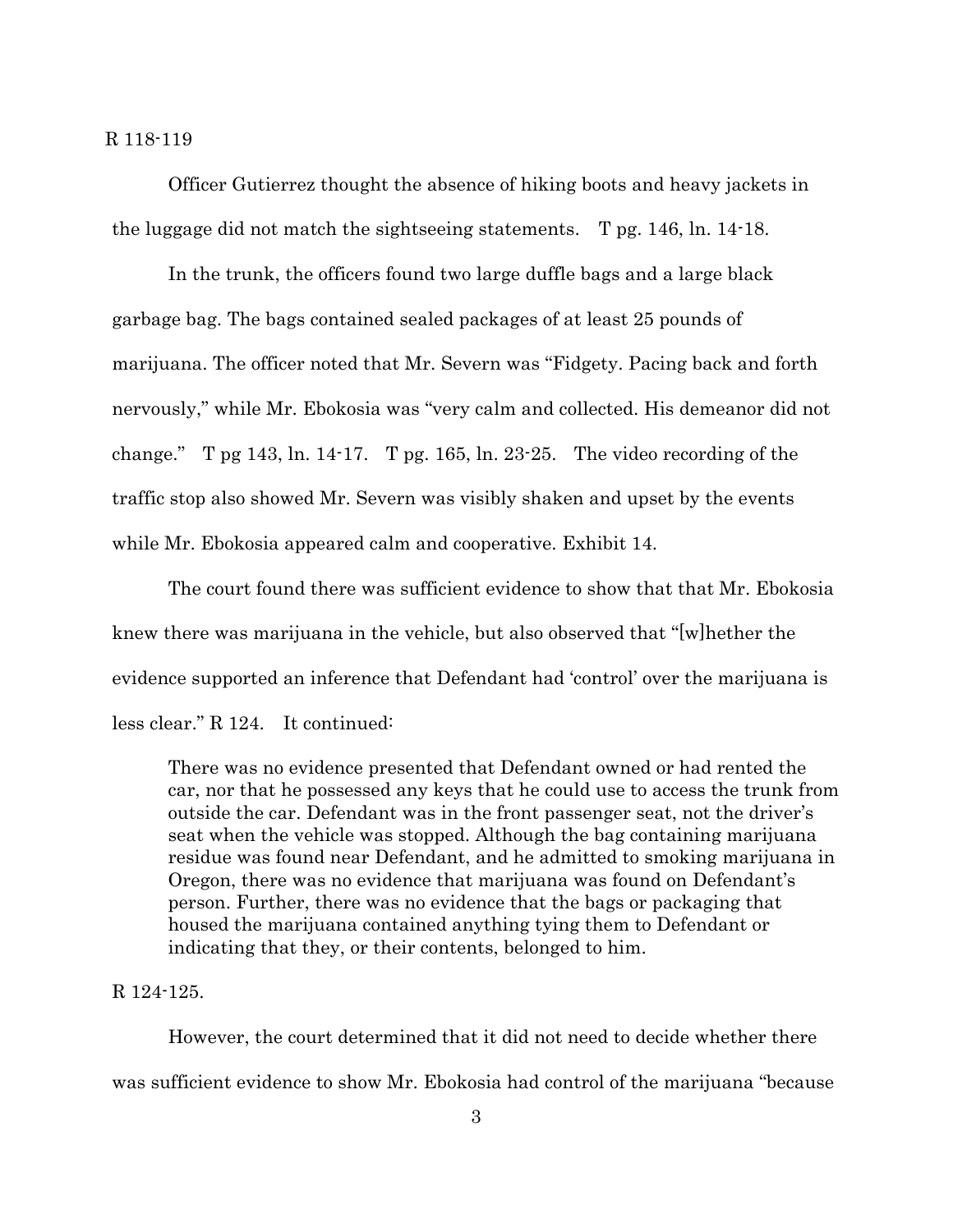R 118-119

Officer Gutierrez thought the absence of hiking boots and heavy jackets in the luggage did not match the sightseeing statements. T pg. 146, ln. 14-18.

In the trunk, the officers found two large duffle bags and a large black garbage bag. The bags contained sealed packages of at least 25 pounds of marijuana. The officer noted that Mr. Severn was "Fidgety. Pacing back and forth nervously," while Mr. Ebokosia was "very calm and collected. His demeanor did not change." T pg 143, ln. 14-17. T pg. 165, ln. 23-25. The video recording of the traffic stop also showed Mr. Severn was visibly shaken and upset by the events while Mr. Ebokosia appeared calm and cooperative. Exhibit 14.

The court found there was sufficient evidence to show that that Mr. Ebokosia knew there was marijuana in the vehicle, but also observed that "[w]hether the evidence supported an inference that Defendant had 'control' over the marijuana is less clear." R 124. It continued:

> There was no evidence presented that Defendant owned or had rented the car, nor that he possessed any keys that he could use to access the trunk from outside the car. Defendant was in the front passenger seat, not the driver's seat when the vehicle was stopped. Although the bag containing marijuana residue was found near Defendant, and he admitted to smoking marijuana in Oregon, there was no evidence that marijuana was found on Defendant's person. Further, there was no evidence that the bags or packaging that housed the marijuana contained anything tying them to Defendant or indicating that they, or their contents, belonged to him.

R 124-125.

However, the court determined that it did not need to decide whether there was sufficient evidence to show Mr. Ebokosia had control of the marijuana "because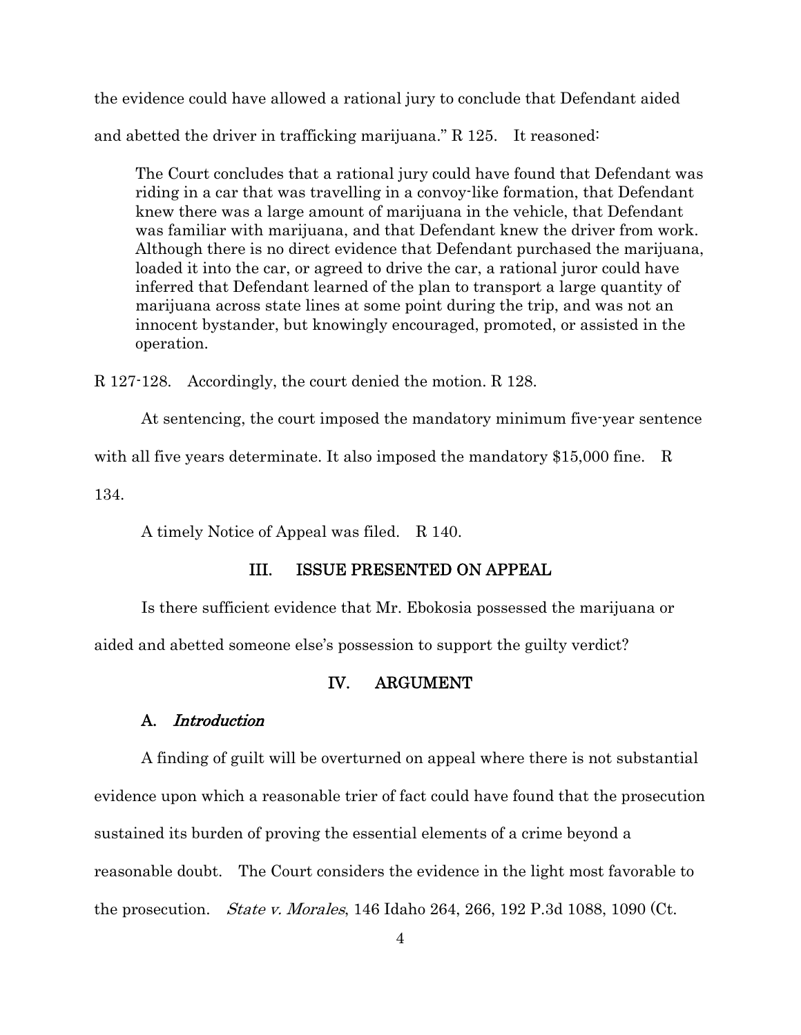the evidence could have allowed a rational jury to conclude that Defendant aided and abetted the driver in trafficking marijuana." R 125. It reasoned:

> The Court concludes that a rational jury could have found that Defendant was riding in a car that was travelling in a convoy-like formation, that Defendant knew there was a large amount of marijuana in the vehicle, that Defendant was familiar with marijuana, and that Defendant knew the driver from work. Although there is no direct evidence that Defendant purchased the marijuana, loaded it into the car, or agreed to drive the car, a rational juror could have inferred that Defendant learned of the plan to transport a large quantity of marijuana across state lines at some point during the trip, and was not an innocent bystander, but knowingly encouraged, promoted, or assisted in the operation.

R 127-128. Accordingly, the court denied the motion. R 128.

At sentencing, the court imposed the mandatory minimum five-year sentence with all five years determinate. It also imposed the mandatory $15,000 fine. R 134.

A timely Notice of Appeal was filed. R 140.

## III. ISSUE PRESENTED ON APPEAL

Is there sufficient evidence that Mr. Ebokosia possessed the marijuana or aided and abetted someone else's possession to support the guilty verdict?

## IV. ARGUMENT

### A. *Introduction*

A finding of guilt will be overturned on appeal where there is not substantial evidence upon which a reasonable trier of fact could have found that the prosecution sustained its burden of proving the essential elements of a crime beyond a reasonable doubt. The Court considers the evidence in the light most favorable to the prosecution. *State v. Morales*, 146 Idaho 264, 266, 192 P.3d 1088, 1090 (Ct.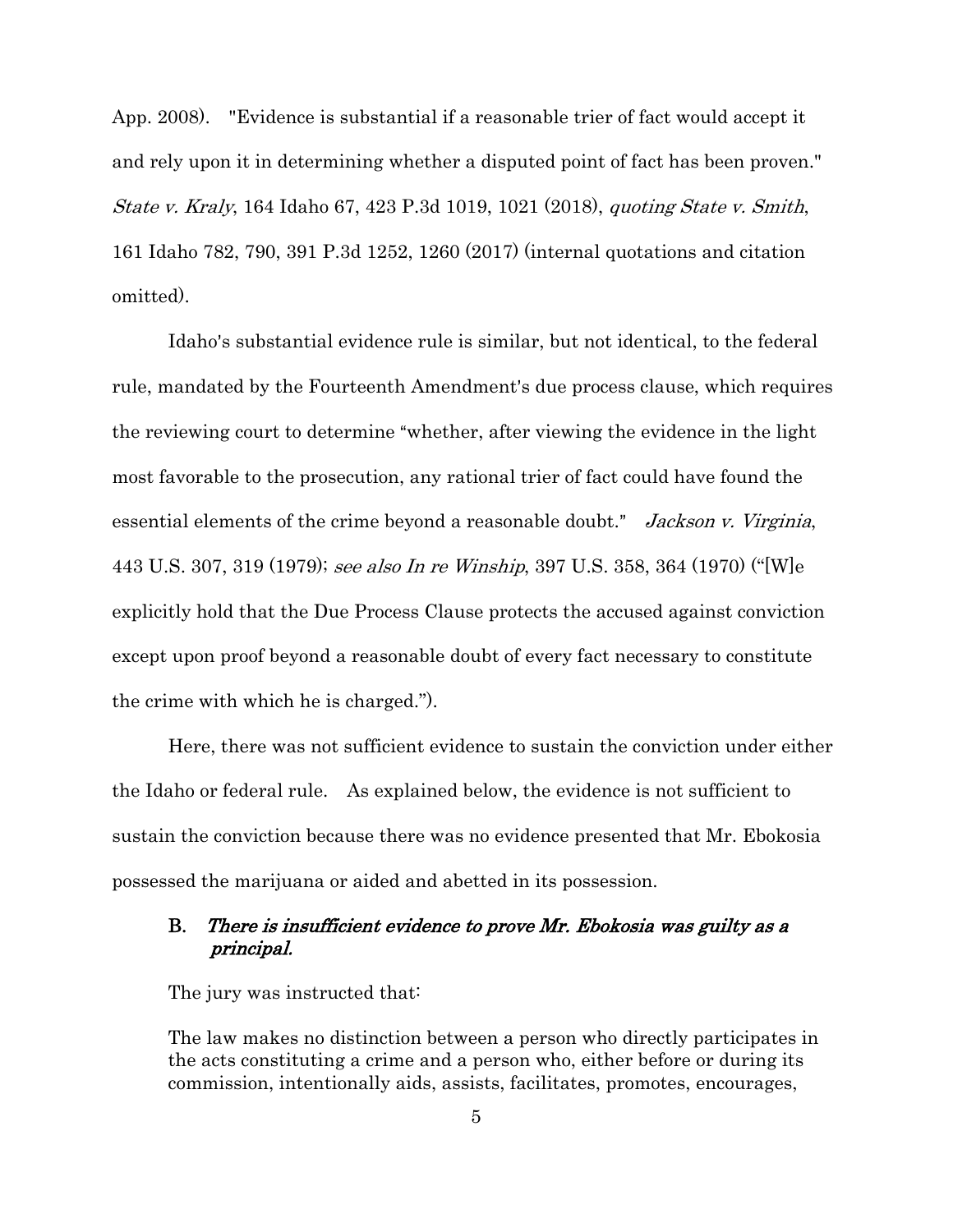App. 2008). "Evidence is substantial if a reasonable trier of fact would accept it and rely upon it in determining whether a disputed point of fact has been proven." *State v. Kraly*, 164 Idaho 67, 423 P.3d 1019, 1021 (2018), *quoting State v. Smith*, 161 Idaho 782, 790, 391 P.3d 1252, 1260 (2017) (internal quotations and citation omitted).

Idaho's substantial evidence rule is similar, but not identical, to the federal rule, mandated by the Fourteenth Amendment's due process clause, which requires the reviewing court to determine "whether, after viewing the evidence in the light most favorable to the prosecution, any rational trier of fact could have found the essential elements of the crime beyond a reasonable doubt." *Jackson v. Virginia*, 443 U.S. 307, 319 (1979); *see also In re Winship*, 397 U.S. 358, 364 (1970) ("[W]e explicitly hold that the Due Process Clause protects the accused against conviction except upon proof beyond a reasonable doubt of every fact necessary to constitute the crime with which he is charged.").

Here, there was not sufficient evidence to sustain the conviction under either the Idaho or federal rule. As explained below, the evidence is not sufficient to sustain the conviction because there was no evidence presented that Mr. Ebokosia possessed the marijuana or aided and abetted in its possession.

### B. *There is insufficient evidence to prove Mr. Ebokosia was guilty as a principal.*

The jury was instructed that:

> The law makes no distinction between a person who directly participates in the acts constituting a crime and a person who, either before or during its commission, intentionally aids, assists, facilitates, promotes, encourages,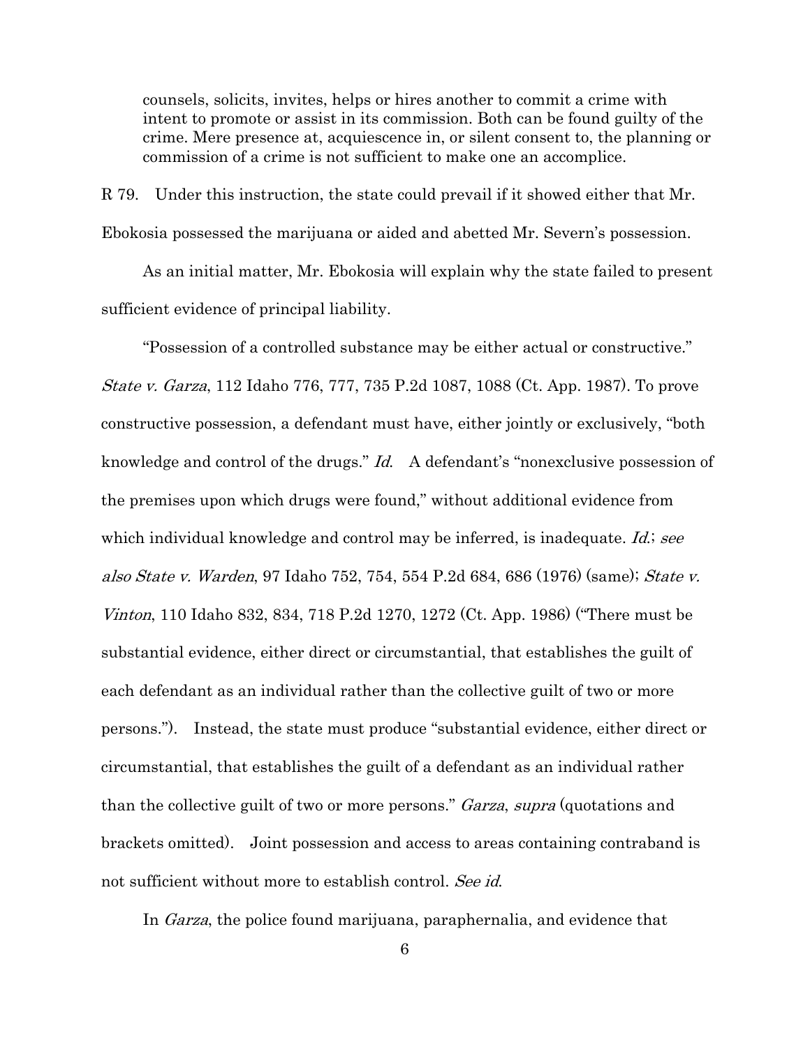> counsels, solicits, invites, helps or hires another to commit a crime with intent to promote or assist in its commission. Both can be found guilty of the crime. Mere presence at, acquiescence in, or silent consent to, the planning or commission of a crime is not sufficient to make one an accomplice.

R 79. Under this instruction, the state could prevail if it showed either that Mr. Ebokosia possessed the marijuana or aided and abetted Mr. Severn's possession.

As an initial matter, Mr. Ebokosia will explain why the state failed to present sufficient evidence of principal liability.

"Possession of a controlled substance may be either actual or constructive." *State v. Garza*, 112 Idaho 776, 777, 735 P.2d 1087, 1088 (Ct. App. 1987). To prove constructive possession, a defendant must have, either jointly or exclusively, "both knowledge and control of the drugs." *Id.* A defendant's "nonexclusive possession of the premises upon which drugs were found," without additional evidence from which individual knowledge and control may be inferred, is inadequate. *Id.*; *see also State v. Warden*, 97 Idaho 752, 754, 554 P.2d 684, 686 (1976) (same); *State v. Vinton*, 110 Idaho 832, 834, 718 P.2d 1270, 1272 (Ct. App. 1986) ("There must be substantial evidence, either direct or circumstantial, that establishes the guilt of each defendant as an individual rather than the collective guilt of two or more persons."). Instead, the state must produce "substantial evidence, either direct or circumstantial, that establishes the guilt of a defendant as an individual rather than the collective guilt of two or more persons." *Garza*, *supra* (quotations and brackets omitted). Joint possession and access to areas containing contraband is not sufficient without more to establish control. *See id.*

In *Garza*, the police found marijuana, paraphernalia, and evidence that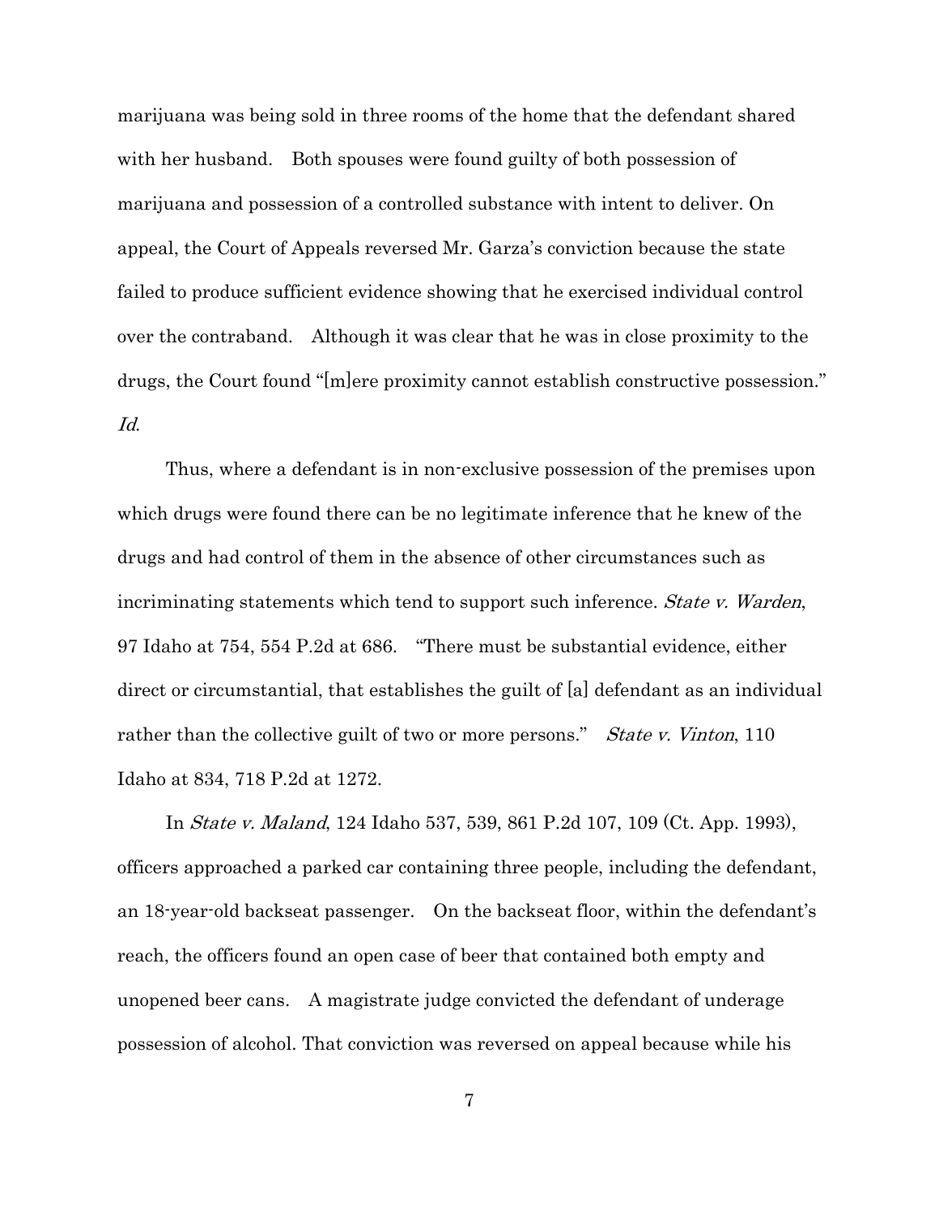marijuana was being sold in three rooms of the home that the defendant shared with her husband. Both spouses were found guilty of both possession of marijuana and possession of a controlled substance with intent to deliver. On appeal, the Court of Appeals reversed Mr. Garza's conviction because the state failed to produce sufficient evidence showing that he exercised individual control over the contraband. Although it was clear that he was in close proximity to the drugs, the Court found "[m]ere proximity cannot establish constructive possession." *Id*.

Thus, where a defendant is in non-exclusive possession of the premises upon which drugs were found there can be no legitimate inference that he knew of the drugs and had control of them in the absence of other circumstances such as incriminating statements which tend to support such inference. *State v. Warden*, 97 Idaho at 754, 554 P.2d at 686. "There must be substantial evidence, either direct or circumstantial, that establishes the guilt of [a] defendant as an individual rather than the collective guilt of two or more persons." *State v. Vinton*, 110 Idaho at 834, 718 P.2d at 1272.

In *State v. Maland*, 124 Idaho 537, 539, 861 P.2d 107, 109 (Ct. App. 1993), officers approached a parked car containing three people, including the defendant, an 18-year-old backseat passenger. On the backseat floor, within the defendant's reach, the officers found an open case of beer that contained both empty and unopened beer cans. A magistrate judge convicted the defendant of underage possession of alcohol. That conviction was reversed on appeal because while his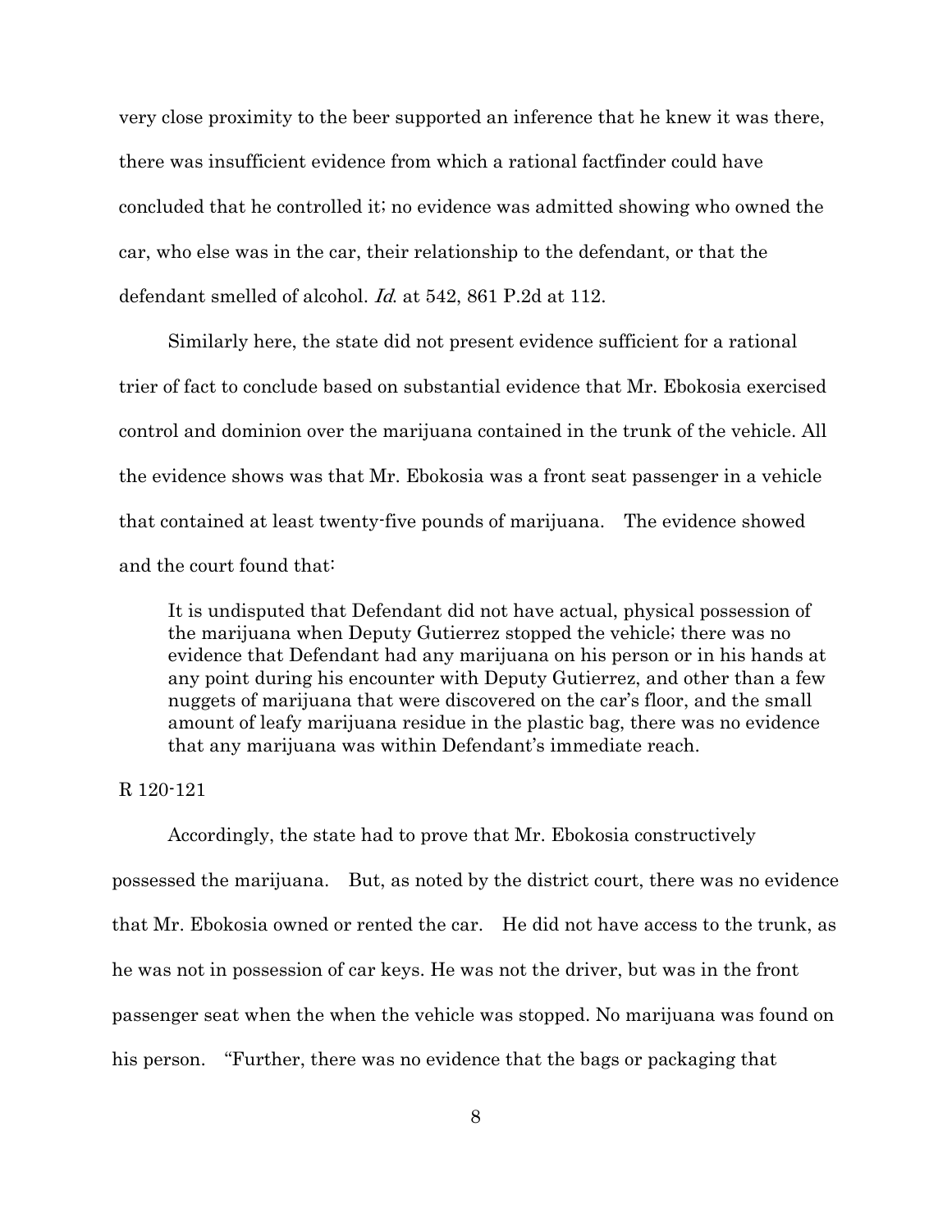very close proximity to the beer supported an inference that he knew it was there, there was insufficient evidence from which a rational factfinder could have concluded that he controlled it; no evidence was admitted showing who owned the car, who else was in the car, their relationship to the defendant, or that the defendant smelled of alcohol. *Id.* at 542, 861 P.2d at 112.

Similarly here, the state did not present evidence sufficient for a rational trier of fact to conclude based on substantial evidence that Mr. Ebokosia exercised control and dominion over the marijuana contained in the trunk of the vehicle. All the evidence shows was that Mr. Ebokosia was a front seat passenger in a vehicle that contained at least twenty-five pounds of marijuana. The evidence showed and the court found that:

> It is undisputed that Defendant did not have actual, physical possession of the marijuana when Deputy Gutierrez stopped the vehicle; there was no evidence that Defendant had any marijuana on his person or in his hands at any point during his encounter with Deputy Gutierrez, and other than a few nuggets of marijuana that were discovered on the car's floor, and the small amount of leafy marijuana residue in the plastic bag, there was no evidence that any marijuana was within Defendant's immediate reach.

R 120-121

Accordingly, the state had to prove that Mr. Ebokosia constructively possessed the marijuana. But, as noted by the district court, there was no evidence that Mr. Ebokosia owned or rented the car. He did not have access to the trunk, as he was not in possession of car keys. He was not the driver, but was in the front passenger seat when the when the vehicle was stopped. No marijuana was found on his person. "Further, there was no evidence that the bags or packaging that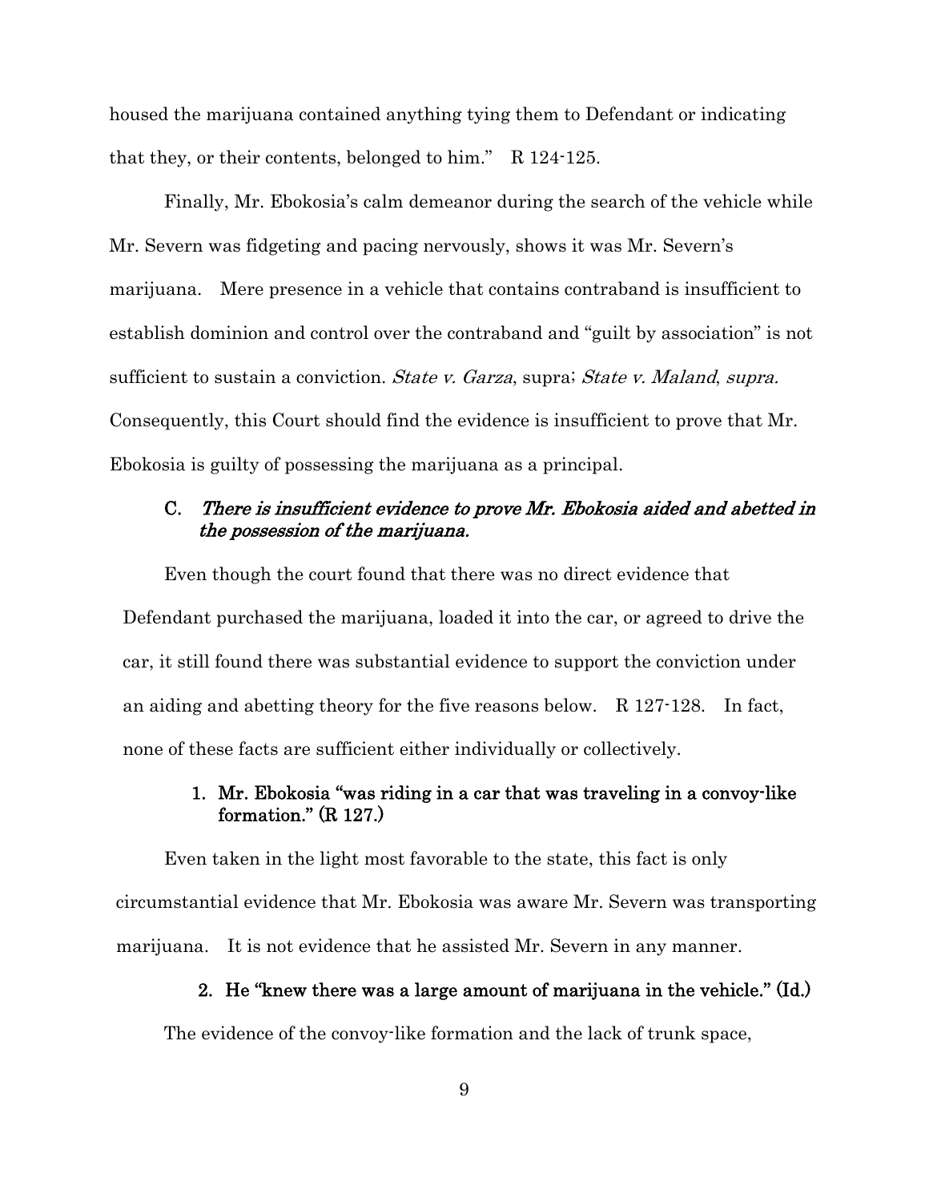housed the marijuana contained anything tying them to Defendant or indicating that they, or their contents, belonged to him." R 124-125.

Finally, Mr. Ebokosia's calm demeanor during the search of the vehicle while Mr. Severn was fidgeting and pacing nervously, shows it was Mr. Severn's marijuana. Mere presence in a vehicle that contains contraband is insufficient to establish dominion and control over the contraband and "guilt by association" is not sufficient to sustain a conviction. *State v. Garza*, supra; *State v. Maland*, *supra.* Consequently, this Court should find the evidence is insufficient to prove that Mr. Ebokosia is guilty of possessing the marijuana as a principal.

### C. *There is insufficient evidence to prove Mr. Ebokosia aided and abetted in the possession of the marijuana.*

Even though the court found that there was no direct evidence that Defendant purchased the marijuana, loaded it into the car, or agreed to drive the car, it still found there was substantial evidence to support the conviction under an aiding and abetting theory for the five reasons below. R 127-128. In fact, none of these facts are sufficient either individually or collectively.

#### 1. Mr. Ebokosia "was riding in a car that was traveling in a convoy-like formation." (R 127.)

Even taken in the light most favorable to the state, this fact is only circumstantial evidence that Mr. Ebokosia was aware Mr. Severn was transporting marijuana. It is not evidence that he assisted Mr. Severn in any manner.

#### 2. He "knew there was a large amount of marijuana in the vehicle." (Id.)

The evidence of the convoy-like formation and the lack of trunk space,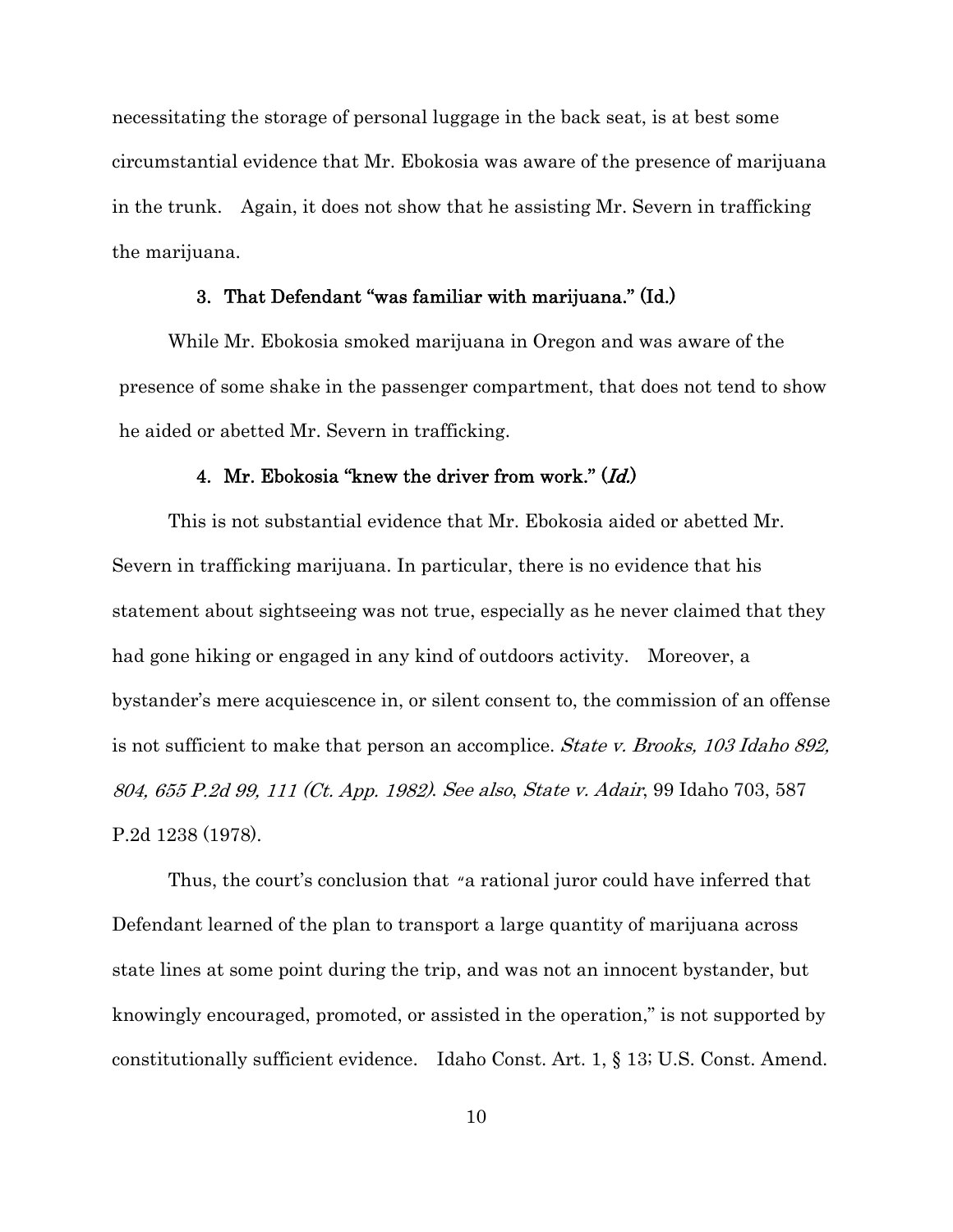necessitating the storage of personal luggage in the back seat, is at best some circumstantial evidence that Mr. Ebokosia was aware of the presence of marijuana in the trunk. Again, it does not show that he assisting Mr. Severn in trafficking the marijuana.

### 3. That Defendant "was familiar with marijuana." (Id.)

While Mr. Ebokosia smoked marijuana in Oregon and was aware of the presence of some shake in the passenger compartment, that does not tend to show he aided or abetted Mr. Severn in trafficking.

### 4. Mr. Ebokosia "knew the driver from work." (*Id.*)

This is not substantial evidence that Mr. Ebokosia aided or abetted Mr. Severn in trafficking marijuana. In particular, there is no evidence that his statement about sightseeing was not true, especially as he never claimed that they had gone hiking or engaged in any kind of outdoors activity. Moreover, a bystander's mere acquiescence in, or silent consent to, the commission of an offense is not sufficient to make that person an accomplice. *State v. Brooks, 103 Idaho 892, 804, 655 P.2d 99, 111 (Ct. App. 1982)*. *See also*, *State v. Adair*, 99 Idaho 703, 587 P.2d 1238 (1978).

Thus, the court's conclusion that "a rational juror could have inferred that Defendant learned of the plan to transport a large quantity of marijuana across state lines at some point during the trip, and was not an innocent bystander, but knowingly encouraged, promoted, or assisted in the operation," is not supported by constitutionally sufficient evidence. Idaho Const. Art. 1, § 13; U.S. Const. Amend.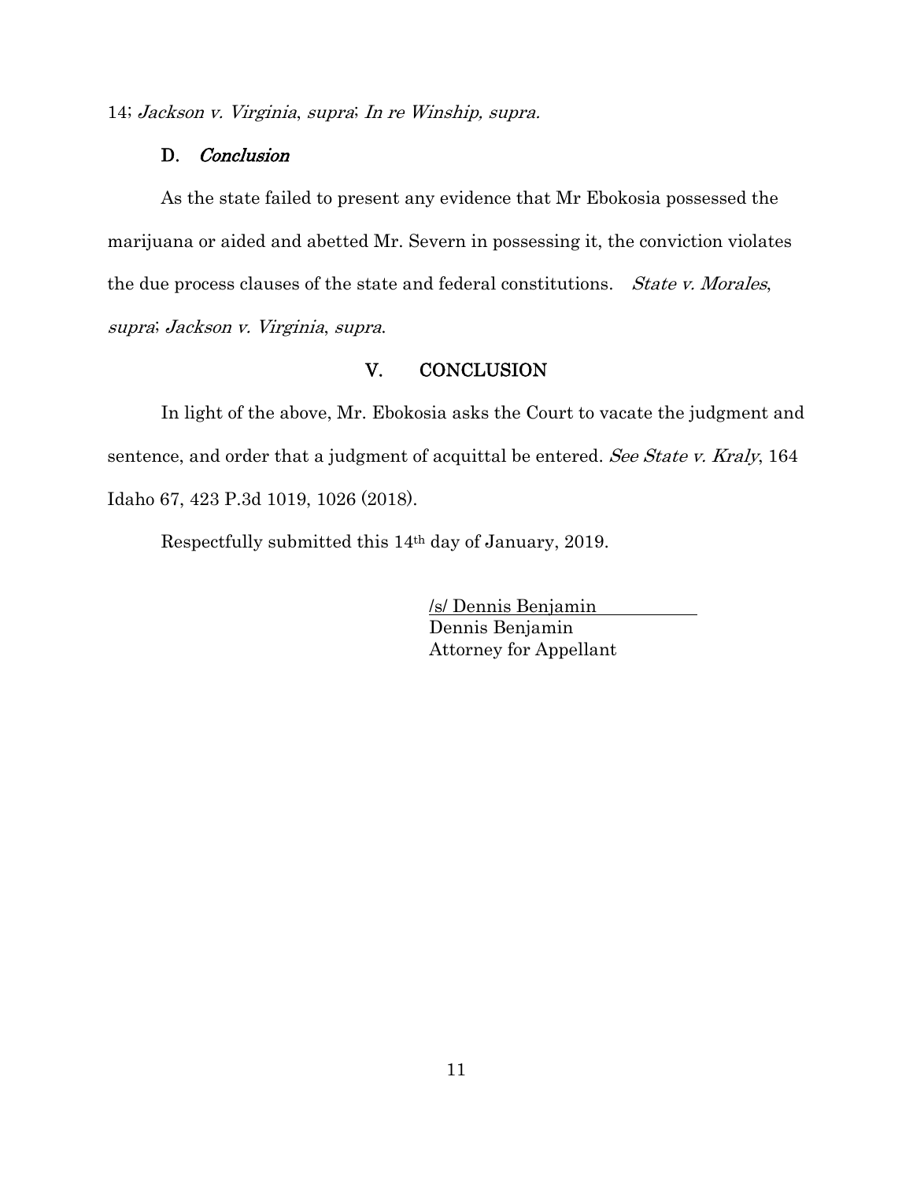14; *Jackson v. Virginia*, *supra*; *In re Winship, supra.*

### D. *Conclusion*

As the state failed to present any evidence that Mr Ebokosia possessed the marijuana or aided and abetted Mr. Severn in possessing it, the conviction violates the due process clauses of the state and federal constitutions. *State v. Morales*, *supra*; *Jackson v. Virginia*, *supra*.

## V. CONCLUSION

In light of the above, Mr. Ebokosia asks the Court to vacate the judgment and sentence, and order that a judgment of acquittal be entered. *See State v. Kraly*, 164 Idaho 67, 423 P.3d 1019, 1026 (2018).

Respectfully submitted this 14th day of January, 2019.

/s/ Dennis Benjamin
Dennis Benjamin
Attorney for Appellant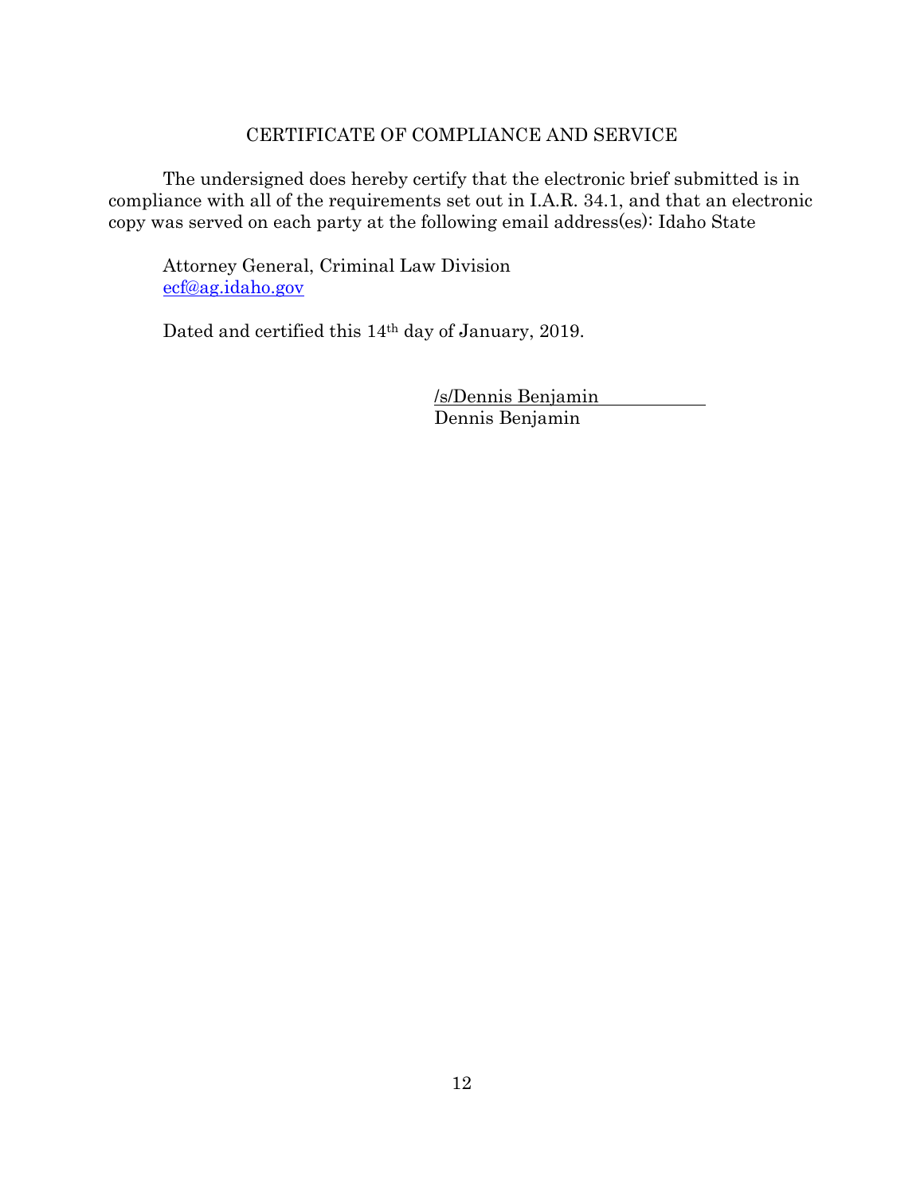## CERTIFICATE OF COMPLIANCE AND SERVICE

The undersigned does hereby certify that the electronic brief submitted is in compliance with all of the requirements set out in I.A.R. 34.1, and that an electronic copy was served on each party at the following email address(es): Idaho State

Attorney General, Criminal Law Division
ecf@ag.idaho.gov

Dated and certified this 14th day of January, 2019.

/s/Dennis Benjamin
Dennis Benjamin